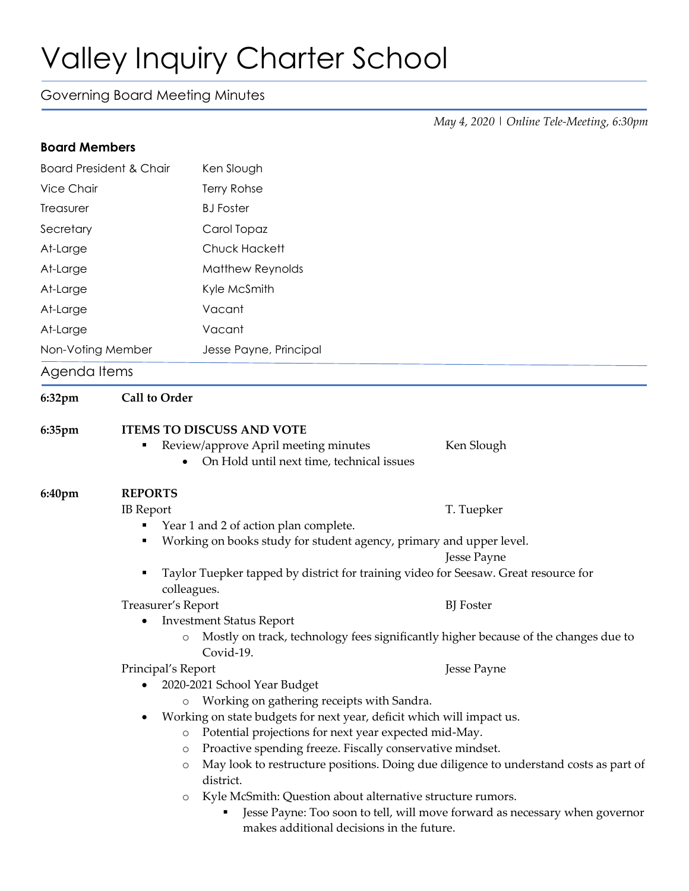# Valley Inquiry Charter School

## Governing Board Meeting Minutes

*May 4, 2020 | Online Tele-Meeting, 6:30pm*

### Board Members

| | |
|---|---|
| Board President & Chair | Ken Slough |
| Vice Chair | Terry Rohse |
| Treasurer | BJ Foster |
| Secretary | Carol Topaz |
| At-Large | Chuck Hackett |
| At-Large | Matthew Reynolds |
| At-Large | Kyle McSmith |
| At-Large | Vacant |
| At-Large | Vacant |
| Non-Voting Member | Jesse Payne, Principal |

## Agenda Items

**6:32pm** **Call to Order**

**6:35pm** **ITEMS TO DISCUSS AND VOTE**

- Review/approve April meeting minutes — Ken Slough
  - On Hold until next time, technical issues

**6:40pm** **REPORTS**

IB Report — T. Tuepker

- Year 1 and 2 of action plan complete.
- Working on books study for student agency, primary and upper level.

Jesse Payne

- Taylor Tuepker tapped by district for training video for Seesaw. Great resource for colleagues.

Treasurer's Report — BJ Foster

- Investment Status Report
  - Mostly on track, technology fees significantly higher because of the changes due to Covid-19.

Principal's Report — Jesse Payne

- 2020-2021 School Year Budget
  - Working on gathering receipts with Sandra.
- Working on state budgets for next year, deficit which will impact us.
  - Potential projections for next year expected mid-May.
  - Proactive spending freeze. Fiscally conservative mindset.
  - May look to restructure positions. Doing due diligence to understand costs as part of district.
  - Kyle McSmith: Question about alternative structure rumors.
    - Jesse Payne: Too soon to tell, will move forward as necessary when governor makes additional decisions in the future.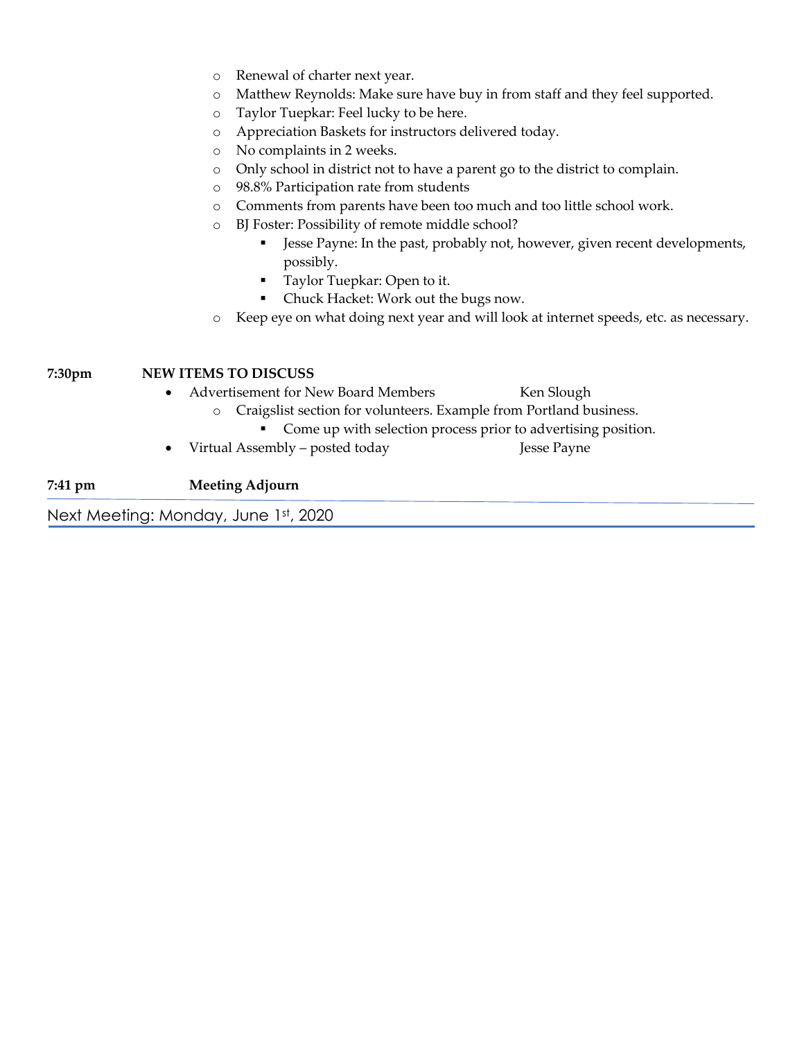- Renewal of charter next year.
- Matthew Reynolds: Make sure have buy in from staff and they feel supported.
- Taylor Tuepkar: Feel lucky to be here.
- Appreciation Baskets for instructors delivered today.
- No complaints in 2 weeks.
- Only school in district not to have a parent go to the district to complain.
- 98.8% Participation rate from students
- Comments from parents have been too much and too little school work.
- BJ Foster: Possibility of remote middle school?
  - Jesse Payne: In the past, probably not, however, given recent developments, possibly.
  - Taylor Tuepkar: Open to it.
  - Chuck Hacket: Work out the bugs now.
- Keep eye on what doing next year and will look at internet speeds, etc. as necessary.

**7:30pm** **NEW ITEMS TO DISCUSS**

- Advertisement for New Board Members — Ken Slough
  - Craigslist section for volunteers. Example from Portland business.
    - Come up with selection process prior to advertising position.
- Virtual Assembly – posted today — Jesse Payne

**7:41 pm** **Meeting Adjourn**

Next Meeting: Monday, June 1st, 2020